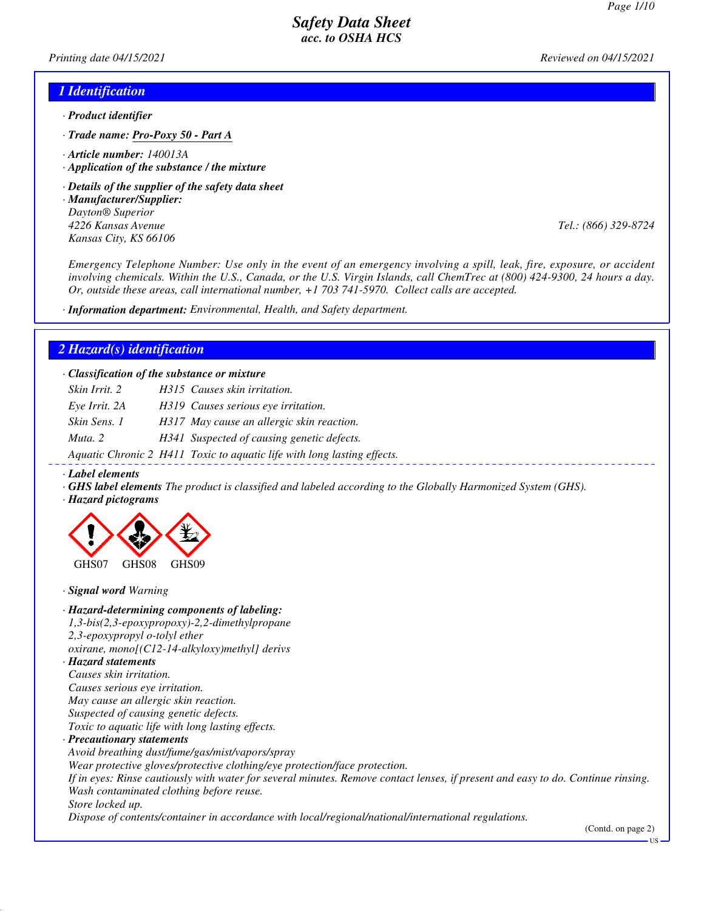# Safety Data Sheet
## acc. to OSHA HCS

Printing date 04/15/2021 Reviewed on 04/15/2021

## 1 Identification

· **Product identifier**

· **Trade name: Pro-Poxy 50 - Part A**

· **Article number:** 140013A

· **Application of the substance / the mixture**

· **Details of the supplier of the safety data sheet**

· **Manufacturer/Supplier:**
Dayton® Superior
4226 Kansas Avenue
Kansas City, KS 66106
Tel.: (866) 329-8724

Emergency Telephone Number: Use only in the event of an emergency involving a spill, leak, fire, exposure, or accident involving chemicals. Within the U.S., Canada, or the U.S. Virgin Islands, call ChemTrec at (800) 424-9300, 24 hours a day. Or, outside these areas, call international number, +1 703 741-5970. Collect calls are accepted.

· **Information department:** Environmental, Health, and Safety department.

## 2 Hazard(s) identification

· **Classification of the substance or mixture**

| | | |
|---|---|---|
| Skin Irrit. 2 | H315 | Causes skin irritation. |
| Eye Irrit. 2A | H319 | Causes serious eye irritation. |
| Skin Sens. 1 | H317 | May cause an allergic skin reaction. |
| Muta. 2 | H341 | Suspected of causing genetic defects. |
| Aquatic Chronic 2 | H411 | Toxic to aquatic life with long lasting effects. |

· **Label elements**

· **GHS label elements** The product is classified and labeled according to the Globally Harmonized System (GHS).

· **Hazard pictograms**

GHS07 GHS08 GHS09

· **Signal word** Warning

· **Hazard-determining components of labeling:**
1,3-bis(2,3-epoxypropoxy)-2,2-dimethylpropane
2,3-epoxypropyl o-tolyl ether
oxirane, mono[(C12-14-alkyloxy)methyl] derivs

· **Hazard statements**
Causes skin irritation.
Causes serious eye irritation.
May cause an allergic skin reaction.
Suspected of causing genetic defects.
Toxic to aquatic life with long lasting effects.

· **Precautionary statements**
Avoid breathing dust/fume/gas/mist/vapors/spray
Wear protective gloves/protective clothing/eye protection/face protection.
If in eyes: Rinse cautiously with water for several minutes. Remove contact lenses, if present and easy to do. Continue rinsing.
Wash contaminated clothing before reuse.
Store locked up.
Dispose of contents/container in accordance with local/regional/national/international regulations.

(Contd. on page 2)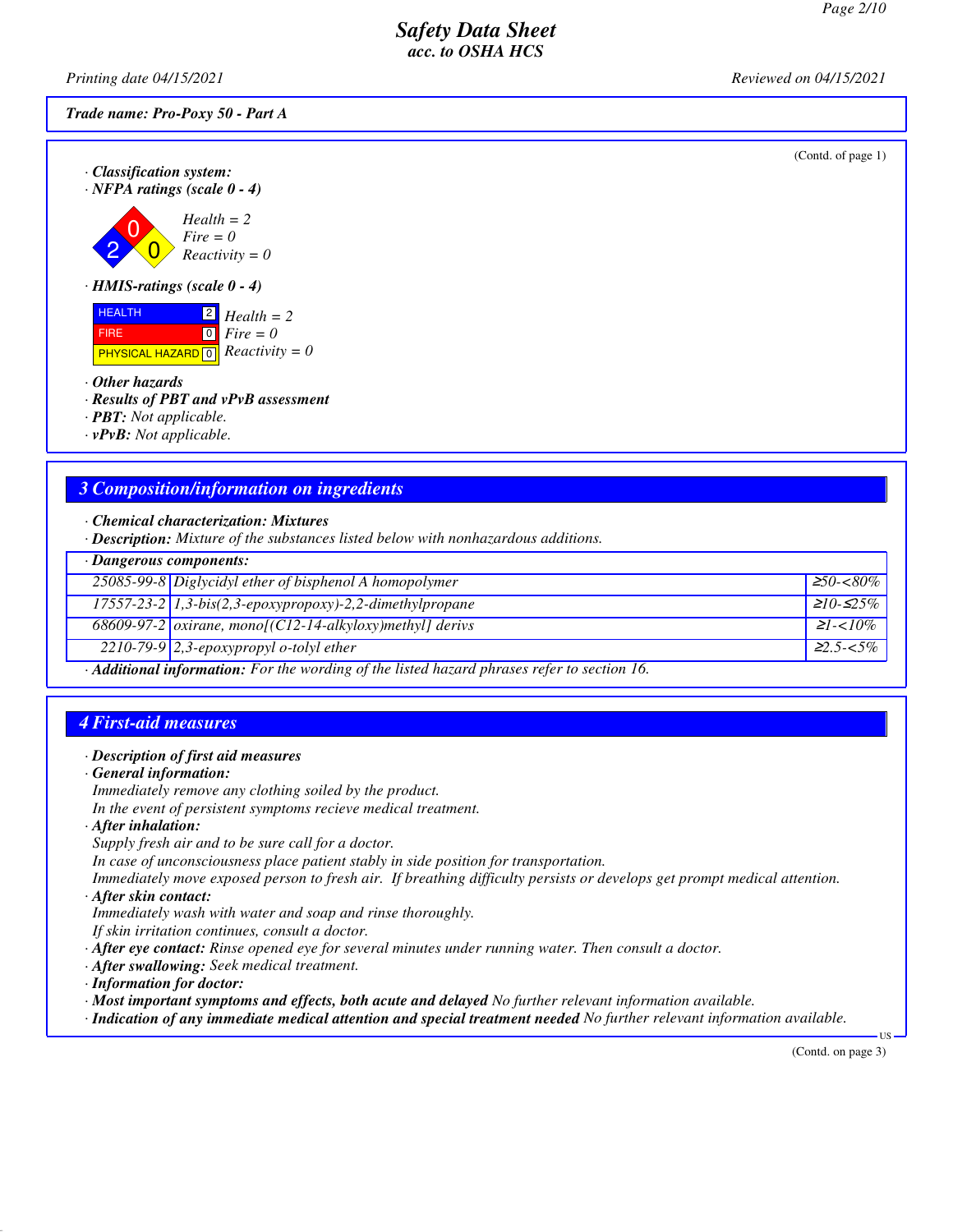(Contd. of page 1)

· **Classification system:**
· **NFPA ratings (scale 0 - 4)**

*Health = 2*
*Fire = 0*
*Reactivity = 0*

· **HMIS-ratings (scale 0 - 4)**

| | | |
|---|---|---|
| HEALTH | 2 | *Health = 2* |
| FIRE | 0 | *Fire = 0* |
| PHYSICAL HAZARD | 0 | *Reactivity = 0* |

· **Other hazards**
· **Results of PBT and vPvB assessment**
· **PBT:** Not applicable.
· **vPvB:** Not applicable.

## 3 Composition/information on ingredients

· **Chemical characterization: Mixtures**
· **Description:** Mixture of the substances listed below with nonhazardous additions.

· **Dangerous components:**

| | | |
|---|---|---|
| 25085-99-8 | Diglycidyl ether of bisphenol A homopolymer | ≥50-<80% |
| 17557-23-2 | 1,3-bis(2,3-epoxypropoxy)-2,2-dimethylpropane | ≥10-≤25% |
| 68609-97-2 | oxirane, mono[(C12-14-alkyloxy)methyl] derivs | ≥1-<10% |
| 2210-79-9 | 2,3-epoxypropyl o-tolyl ether | ≥2.5-<5% |

· **Additional information:** For the wording of the listed hazard phrases refer to section 16.

## 4 First-aid measures

· **Description of first aid measures**
· **General information:**
Immediately remove any clothing soiled by the product.
In the event of persistent symptoms recieve medical treatment.
· **After inhalation:**
Supply fresh air and to be sure call for a doctor.
In case of unconsciousness place patient stably in side position for transportation.
Immediately move exposed person to fresh air. If breathing difficulty persists or develops get prompt medical attention.
· **After skin contact:**
Immediately wash with water and soap and rinse thoroughly.
If skin irritation continues, consult a doctor.
· **After eye contact:** Rinse opened eye for several minutes under running water. Then consult a doctor.
· **After swallowing:** Seek medical treatment.
· **Information for doctor:**
· **Most important symptoms and effects, both acute and delayed** No further relevant information available.
· **Indication of any immediate medical attention and special treatment needed** No further relevant information available.

(Contd. on page 3)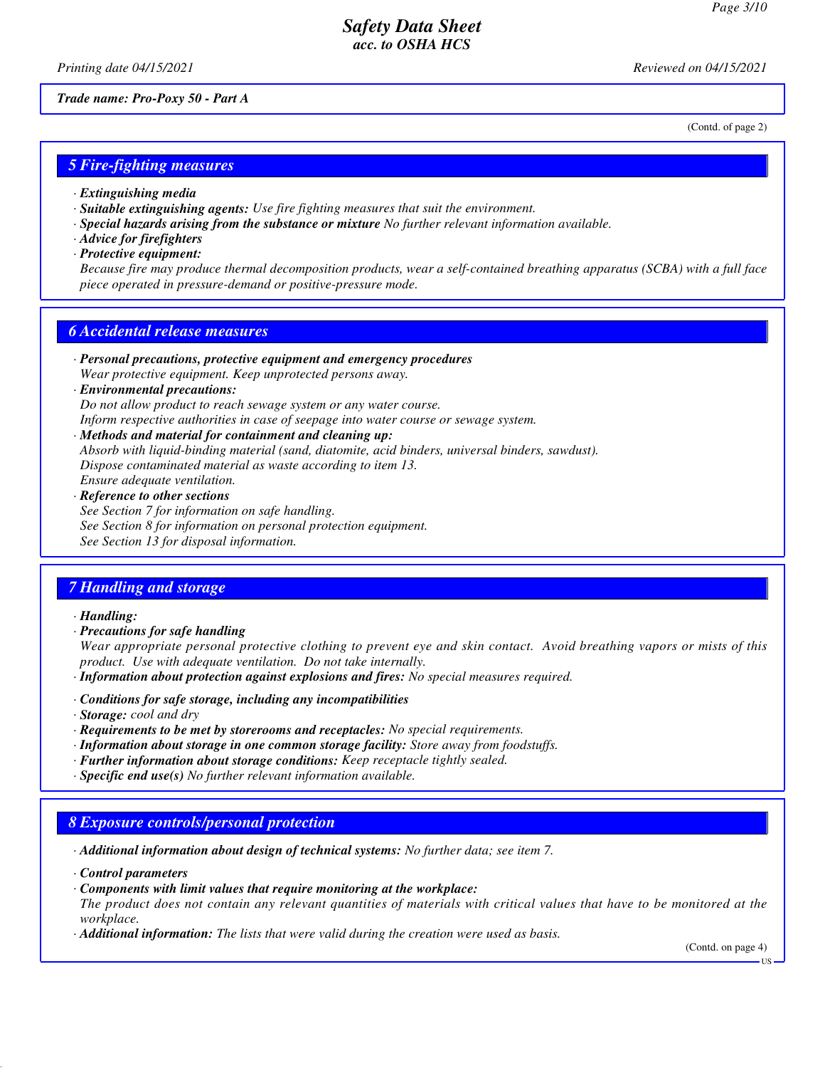*Trade name: Pro-Poxy 50 - Part A*

(Contd. of page 2)

## 5 Fire-fighting measures

· ***Extinguishing media***
· ***Suitable extinguishing agents:*** *Use fire fighting measures that suit the environment.*
· ***Special hazards arising from the substance or mixture*** *No further relevant information available.*
· ***Advice for firefighters***
· ***Protective equipment:***
*Because fire may produce thermal decomposition products, wear a self-contained breathing apparatus (SCBA) with a full face piece operated in pressure-demand or positive-pressure mode.*

## 6 Accidental release measures

· ***Personal precautions, protective equipment and emergency procedures***
*Wear protective equipment. Keep unprotected persons away.*
· ***Environmental precautions:***
*Do not allow product to reach sewage system or any water course.*
*Inform respective authorities in case of seepage into water course or sewage system.*
· ***Methods and material for containment and cleaning up:***
*Absorb with liquid-binding material (sand, diatomite, acid binders, universal binders, sawdust).*
*Dispose contaminated material as waste according to item 13.*
*Ensure adequate ventilation.*
· ***Reference to other sections***
*See Section 7 for information on safe handling.*
*See Section 8 for information on personal protection equipment.*
*See Section 13 for disposal information.*

## 7 Handling and storage

· ***Handling:***
· ***Precautions for safe handling***
*Wear appropriate personal protective clothing to prevent eye and skin contact. Avoid breathing vapors or mists of this product. Use with adequate ventilation. Do not take internally.*
· ***Information about protection against explosions and fires:*** *No special measures required.*

· ***Conditions for safe storage, including any incompatibilities***
· ***Storage:*** *cool and dry*
· ***Requirements to be met by storerooms and receptacles:*** *No special requirements.*
· ***Information about storage in one common storage facility:*** *Store away from foodstuffs.*
· ***Further information about storage conditions:*** *Keep receptacle tightly sealed.*
· ***Specific end use(s)*** *No further relevant information available.*

## 8 Exposure controls/personal protection

· ***Additional information about design of technical systems:*** *No further data; see item 7.*

· ***Control parameters***
· ***Components with limit values that require monitoring at the workplace:***
*The product does not contain any relevant quantities of materials with critical values that have to be monitored at the workplace.*
· ***Additional information:*** *The lists that were valid during the creation were used as basis.*

(Contd. on page 4)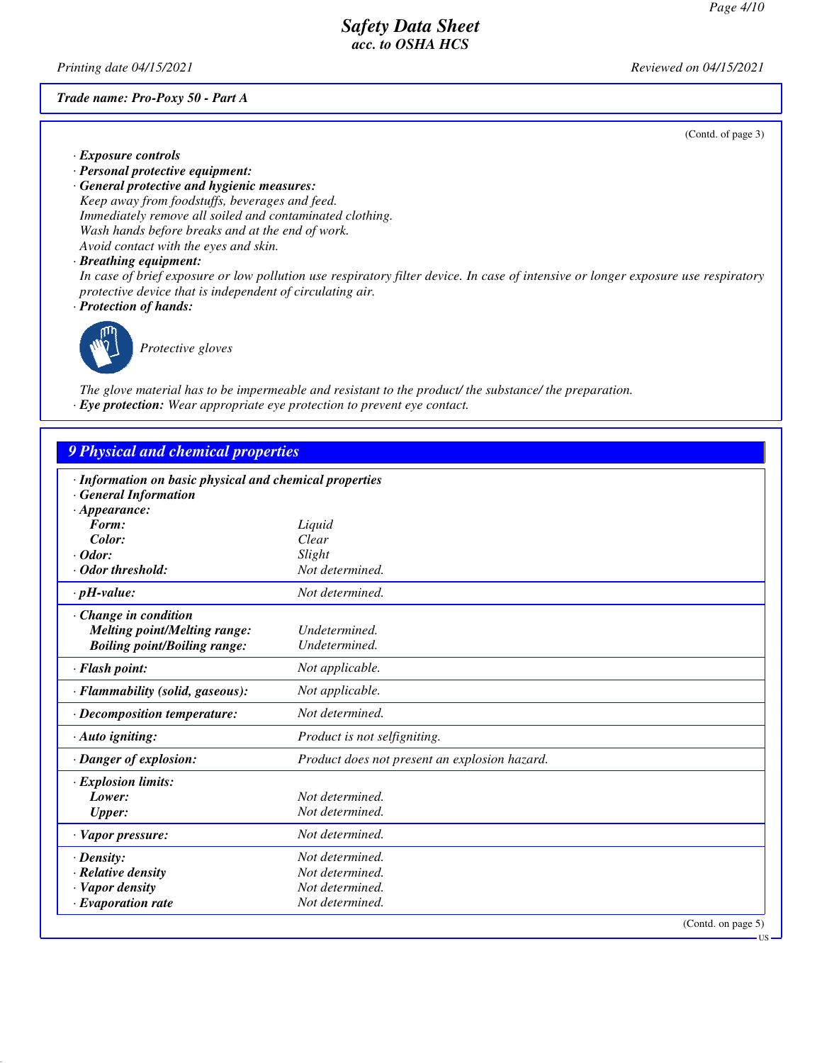(Contd. of page 3)

· *Exposure controls*
· *Personal protective equipment:*
· *General protective and hygienic measures:*
Keep away from foodstuffs, beverages and feed.
Immediately remove all soiled and contaminated clothing.
Wash hands before breaks and at the end of work.
Avoid contact with the eyes and skin.
· *Breathing equipment:*
In case of brief exposure or low pollution use respiratory filter device. In case of intensive or longer exposure use respiratory protective device that is independent of circulating air.
· *Protection of hands:*

Protective gloves

The glove material has to be impermeable and resistant to the product/ the substance/ the preparation.
· *Eye protection:* Wear appropriate eye protection to prevent eye contact.

## 9 Physical and chemical properties

| | |
|---|---|
| · **Information on basic physical and chemical properties** | |
| · **General Information** | |
| · **Appearance:** | |
| **Form:** | Liquid |
| **Color:** | Clear |
| · **Odor:** | Slight |
| · **Odor threshold:** | Not determined. |
| · **pH-value:** | Not determined. |
| · **Change in condition** | |
| **Melting point/Melting range:** | Undetermined. |
| **Boiling point/Boiling range:** | Undetermined. |
| · **Flash point:** | Not applicable. |
| · **Flammability (solid, gaseous):** | Not applicable. |
| · **Decomposition temperature:** | Not determined. |
| · **Auto igniting:** | Product is not selfigniting. |
| · **Danger of explosion:** | Product does not present an explosion hazard. |
| · **Explosion limits:** | |
| **Lower:** | Not determined. |
| **Upper:** | Not determined. |
| · **Vapor pressure:** | Not determined. |
| · **Density:** | Not determined. |
| · **Relative density** | Not determined. |
| · **Vapor density** | Not determined. |
| · **Evaporation rate** | Not determined. |

(Contd. on page 5)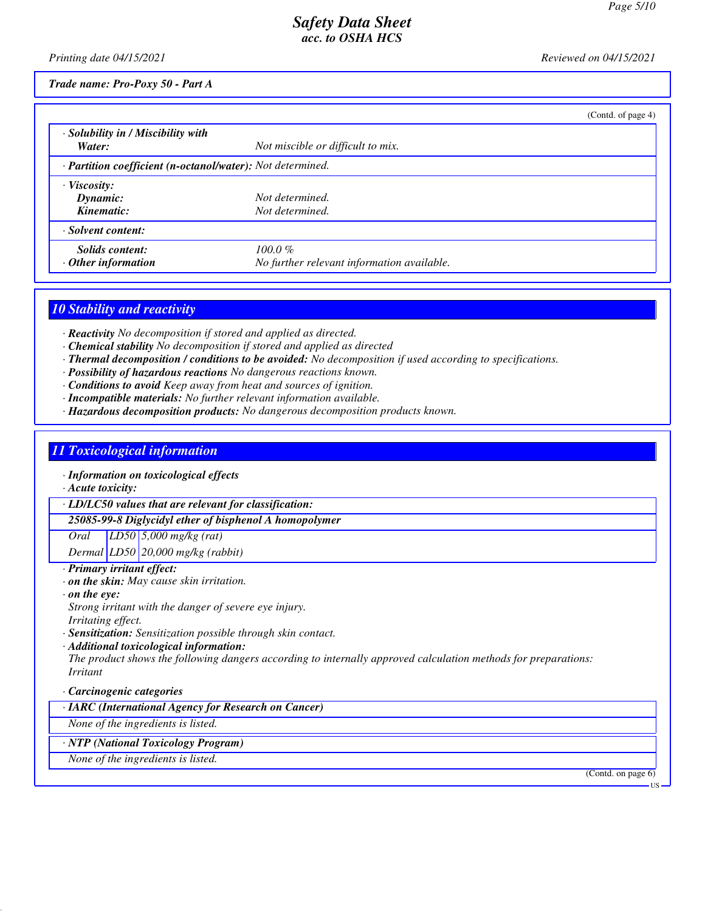Trade name: Pro-Poxy 50 - Part A

(Contd. of page 4)

| | |
|---|---|
| · **Solubility in / Miscibility with Water:** | Not miscible or difficult to mix. |
| · **Partition coefficient (n-octanol/water):** | Not determined. |
| · **Viscosity:** | |
| **Dynamic:** | Not determined. |
| **Kinematic:** | Not determined. |
| · **Solvent content:** | |
| **Solids content:** | 100.0 % |
| · **Other information** | No further relevant information available. |

## 10 Stability and reactivity

· **Reactivity** No decomposition if stored and applied as directed.
· **Chemical stability** No decomposition if stored and applied as directed
· **Thermal decomposition / conditions to be avoided:** No decomposition if used according to specifications.
· **Possibility of hazardous reactions** No dangerous reactions known.
· **Conditions to avoid** Keep away from heat and sources of ignition.
· **Incompatible materials:** No further relevant information available.
· **Hazardous decomposition products:** No dangerous decomposition products known.

## 11 Toxicological information

· **Information on toxicological effects**
· **Acute toxicity:**

| · **LD/LC50 values that are relevant for classification:** | | |
|---|---|---|
| **25085-99-8 Diglycidyl ether of bisphenol A homopolymer** | | |
| Oral | LD50 | 5,000 mg/kg (rat) |
| Dermal | LD50 | 20,000 mg/kg (rabbit) |

· **Primary irritant effect:**
· **on the skin:** May cause skin irritation.
· **on the eye:**
Strong irritant with the danger of severe eye injury.
Irritating effect.
· **Sensitization:** Sensitization possible through skin contact.
· **Additional toxicological information:**
The product shows the following dangers according to internally approved calculation methods for preparations:
Irritant

· **Carcinogenic categories**

| · **IARC (International Agency for Research on Cancer)** |
|---|
| None of the ingredients is listed. |

| · **NTP (National Toxicology Program)** |
|---|
| None of the ingredients is listed. |

(Contd. on page 6)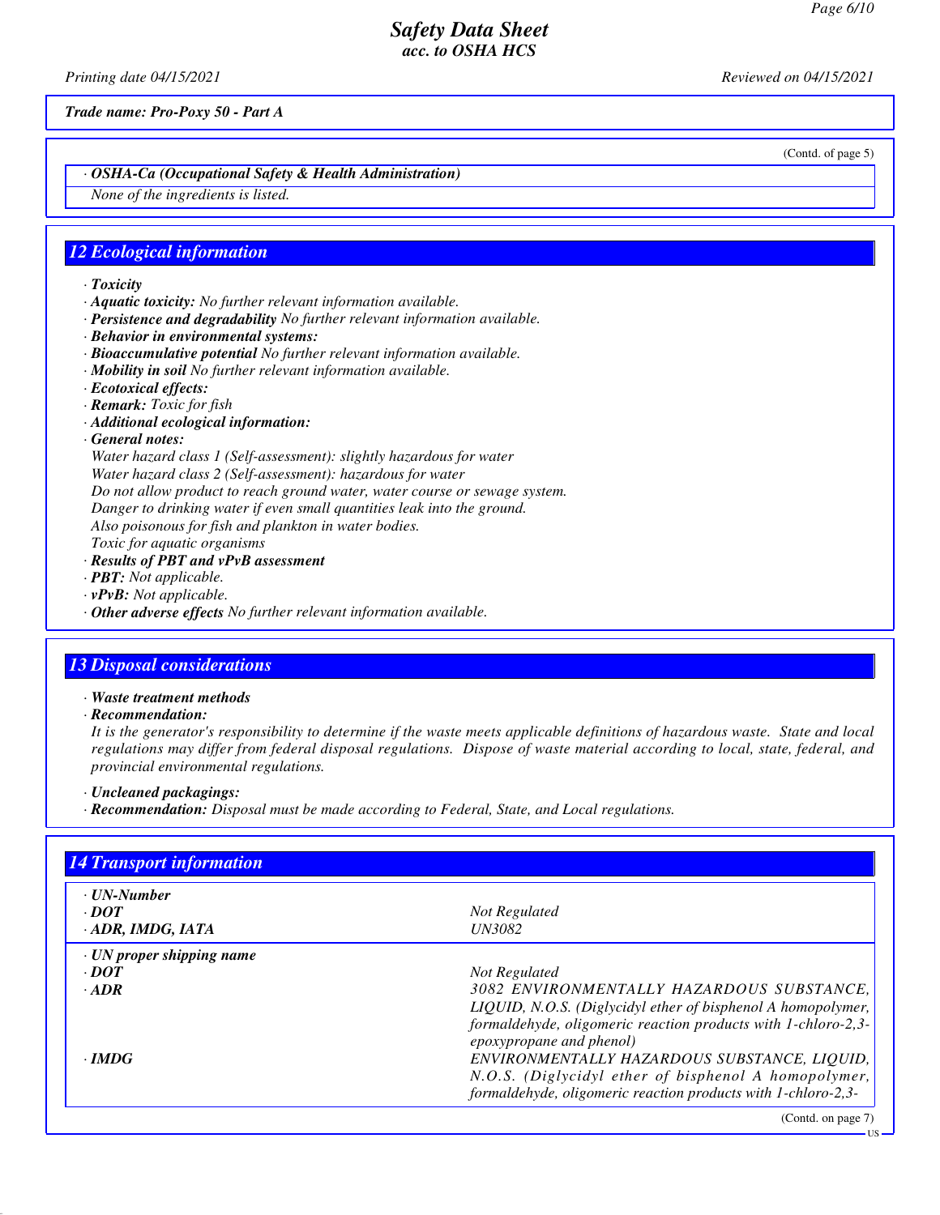(Contd. of page 5)

· **OSHA-Ca (Occupational Safety & Health Administration)**

None of the ingredients is listed.

## 12 Ecological information

· **Toxicity**
· **Aquatic toxicity:** No further relevant information available.
· **Persistence and degradability** No further relevant information available.
· **Behavior in environmental systems:**
· **Bioaccumulative potential** No further relevant information available.
· **Mobility in soil** No further relevant information available.
· **Ecotoxical effects:**
· **Remark:** Toxic for fish
· **Additional ecological information:**
· **General notes:**

Water hazard class 1 (Self-assessment): slightly hazardous for water
Water hazard class 2 (Self-assessment): hazardous for water
Do not allow product to reach ground water, water course or sewage system.
Danger to drinking water if even small quantities leak into the ground.
Also poisonous for fish and plankton in water bodies.
Toxic for aquatic organisms

· **Results of PBT and vPvB assessment**
· **PBT:** Not applicable.
· **vPvB:** Not applicable.
· **Other adverse effects** No further relevant information available.

## 13 Disposal considerations

· **Waste treatment methods**
· **Recommendation:**

It is the generator's responsibility to determine if the waste meets applicable definitions of hazardous waste. State and local regulations may differ from federal disposal regulations. Dispose of waste material according to local, state, federal, and provincial environmental regulations.

· **Uncleaned packagings:**
· **Recommendation:** Disposal must be made according to Federal, State, and Local regulations.

## 14 Transport information

| | |
|---|---|
| · **UN-Number** | |
| · **DOT** | Not Regulated |
| · **ADR, IMDG, IATA** | UN3082 |
| · **UN proper shipping name** | |
| · **DOT** | Not Regulated |
| · **ADR** | 3082 ENVIRONMENTALLY HAZARDOUS SUBSTANCE, LIQUID, N.O.S. (Diglycidyl ether of bisphenol A homopolymer, formaldehyde, oligomeric reaction products with 1-chloro-2,3-epoxypropane and phenol) |
| · **IMDG** | ENVIRONMENTALLY HAZARDOUS SUBSTANCE, LIQUID, N.O.S. (Diglycidyl ether of bisphenol A homopolymer, formaldehyde, oligomeric reaction products with 1-chloro-2,3- |

(Contd. on page 7)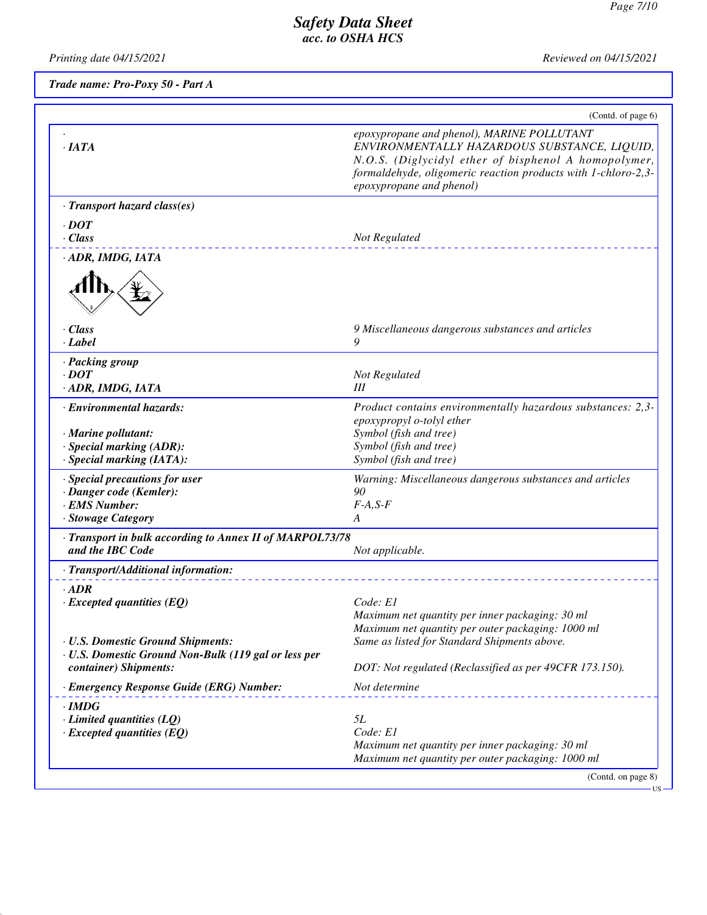*Trade name: Pro-Poxy 50 - Part A*

(Contd. of page 6)

| | |
|---|---|
| · | epoxypropane and phenol), MARINE POLLUTANT |
| · **IATA** | ENVIRONMENTALLY HAZARDOUS SUBSTANCE, LIQUID, N.O.S. (Diglycidyl ether of bisphenol A homopolymer, formaldehyde, oligomeric reaction products with 1-chloro-2,3-epoxypropane and phenol) |
| · **Transport hazard class(es)** | |
| · **DOT** | |
| · **Class** | Not Regulated |
| · **ADR, IMDG, IATA** | |
| · **Class** | 9 Miscellaneous dangerous substances and articles |
| · **Label** | 9 |
| · **Packing group** | |
| · **DOT** | Not Regulated |
| · **ADR, IMDG, IATA** | III |
| · **Environmental hazards:** | Product contains environmentally hazardous substances: 2,3-epoxypropyl o-tolyl ether |
| · **Marine pollutant:** | Symbol (fish and tree) |
| · **Special marking (ADR):** | Symbol (fish and tree) |
| · **Special marking (IATA):** | Symbol (fish and tree) |
| · **Special precautions for user** | Warning: Miscellaneous dangerous substances and articles |
| · **Danger code (Kemler):** | 90 |
| · **EMS Number:** | F-A,S-F |
| · **Stowage Category** | A |
| · **Transport in bulk according to Annex II of MARPOL73/78 and the IBC Code** | Not applicable. |
| · **Transport/Additional information:** | |
| · **ADR** | |
| · **Excepted quantities (EQ)** | Code: E1<br>Maximum net quantity per inner packaging: 30 ml<br>Maximum net quantity per outer packaging: 1000 ml |
| · **U.S. Domestic Ground Shipments:** | Same as listed for Standard Shipments above. |
| · **U.S. Domestic Ground Non-Bulk (119 gal or less per container) Shipments:** | DOT: Not regulated (Reclassified as per 49CFR 173.150). |
| · **Emergency Response Guide (ERG) Number:** | Not determine |
| · **IMDG** | |
| · **Limited quantities (LQ)** | 5L |
| · **Excepted quantities (EQ)** | Code: E1<br>Maximum net quantity per inner packaging: 30 ml<br>Maximum net quantity per outer packaging: 1000 ml |

(Contd. on page 8)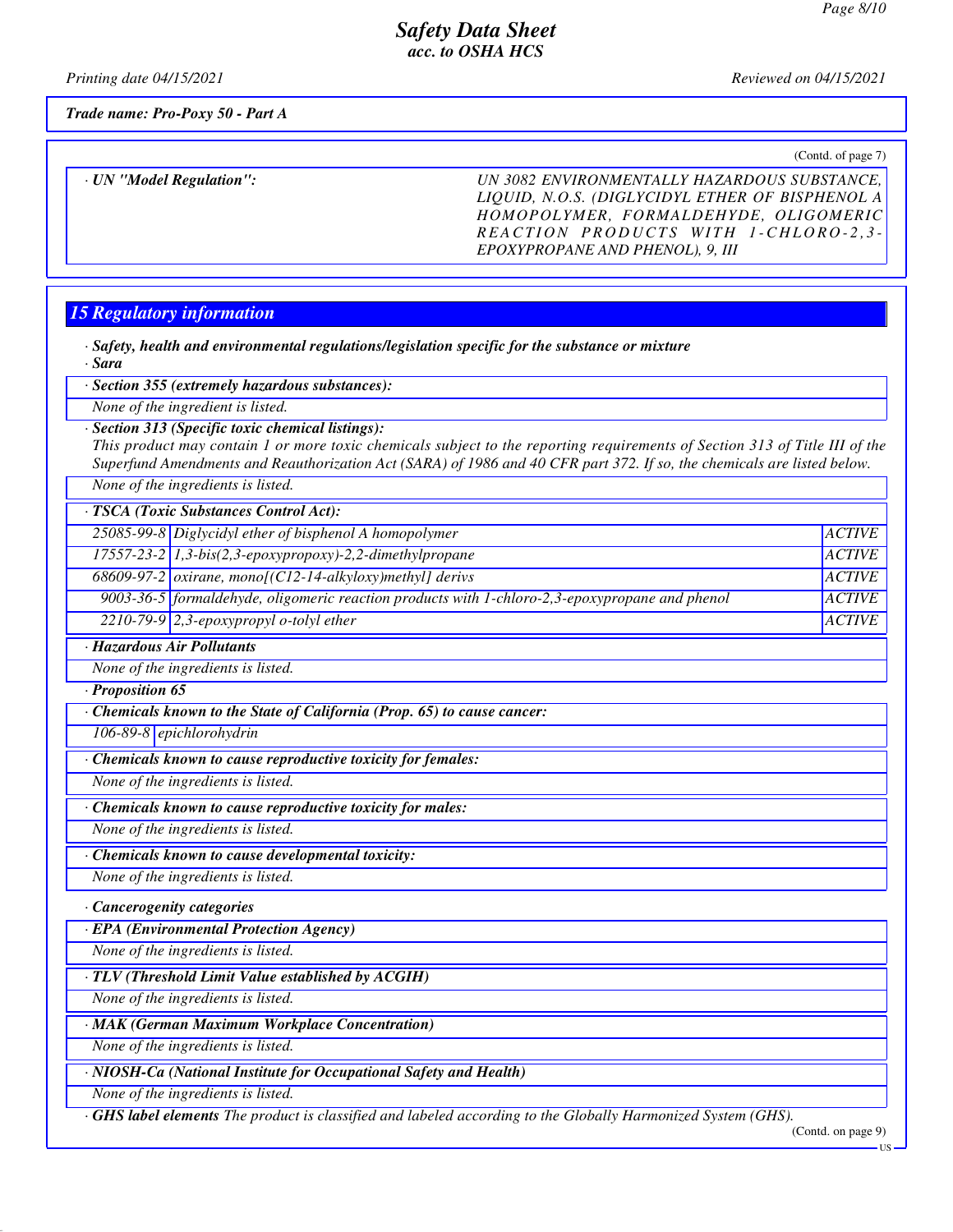*Trade name: Pro-Poxy 50 - Part A*

(Contd. of page 7)

| · UN "Model Regulation": | UN 3082 ENVIRONMENTALLY HAZARDOUS SUBSTANCE, LIQUID, N.O.S. (DIGLYCIDYL ETHER OF BISPHENOL A HOMOPOLYMER, FORMALDEHYDE, OLIGOMERIC REACTION PRODUCTS WITH 1-CHLORO-2,3-EPOXYPROPANE AND PHENOL), 9, III |
|---|---|

## 15 Regulatory information

· **Safety, health and environmental regulations/legislation specific for the substance or mixture**

· **Sara**

· **Section 355 (extremely hazardous substances):**

None of the ingredient is listed.

· **Section 313 (Specific toxic chemical listings):**

This product may contain 1 or more toxic chemicals subject to the reporting requirements of Section 313 of Title III of the Superfund Amendments and Reauthorization Act (SARA) of 1986 and 40 CFR part 372. If so, the chemicals are listed below.

None of the ingredients is listed.

· **TSCA (Toxic Substances Control Act):**

| | | |
|---|---|---|
| 25085-99-8 | Diglycidyl ether of bisphenol A homopolymer | ACTIVE |
| 17557-23-2 | 1,3-bis(2,3-epoxypropoxy)-2,2-dimethylpropane | ACTIVE |
| 68609-97-2 | oxirane, mono[(C12-14-alkyloxy)methyl] derivs | ACTIVE |
| 9003-36-5 | formaldehyde, oligomeric reaction products with 1-chloro-2,3-epoxypropane and phenol | ACTIVE |
| 2210-79-9 | 2,3-epoxypropyl o-tolyl ether | ACTIVE |

· **Hazardous Air Pollutants**

None of the ingredients is listed.

· **Proposition 65**

· **Chemicals known to the State of California (Prop. 65) to cause cancer:**

| | |
|---|---|
| 106-89-8 | epichlorohydrin |

· **Chemicals known to cause reproductive toxicity for females:**

None of the ingredients is listed.

· **Chemicals known to cause reproductive toxicity for males:**

None of the ingredients is listed.

· **Chemicals known to cause developmental toxicity:**

None of the ingredients is listed.

· **Cancerogenity categories**

· **EPA (Environmental Protection Agency)**

None of the ingredients is listed.

· **TLV (Threshold Limit Value established by ACGIH)**

None of the ingredients is listed.

· **MAK (German Maximum Workplace Concentration)**

None of the ingredients is listed.

· **NIOSH-Ca (National Institute for Occupational Safety and Health)**

None of the ingredients is listed.

· **GHS label elements** The product is classified and labeled according to the Globally Harmonized System (GHS).

(Contd. on page 9)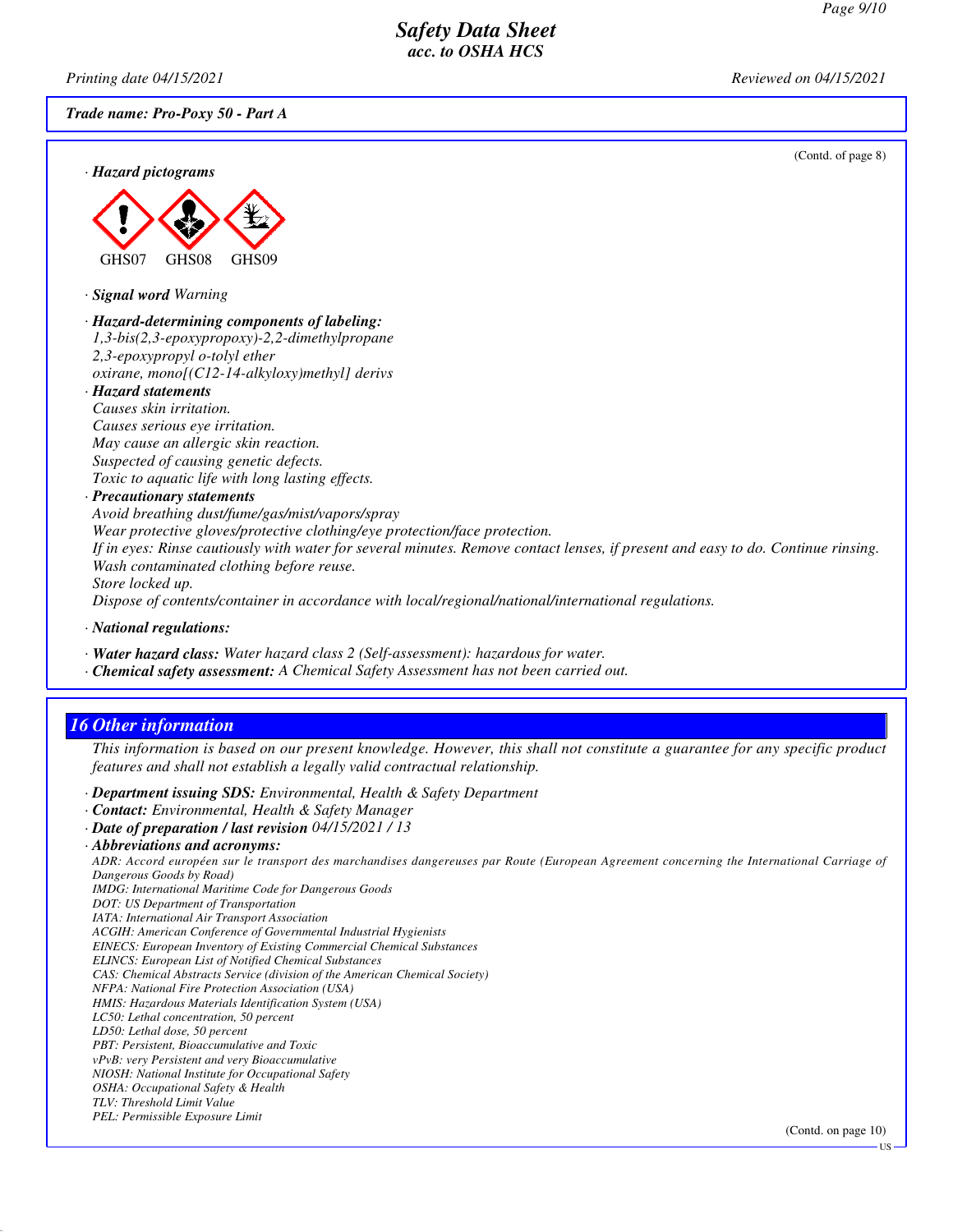**Trade name: Pro-Poxy 50 - Part A**

(Contd. of page 8)

· **Hazard pictograms**

GHS07 GHS08 GHS09

· **Signal word** *Warning*

· **Hazard-determining components of labeling:**
*1,3-bis(2,3-epoxypropoxy)-2,2-dimethylpropane*
*2,3-epoxypropyl o-tolyl ether*
*oxirane, mono[(C12-14-alkyloxy)methyl] derivs*

· **Hazard statements**
*Causes skin irritation.*
*Causes serious eye irritation.*
*May cause an allergic skin reaction.*
*Suspected of causing genetic defects.*
*Toxic to aquatic life with long lasting effects.*

· **Precautionary statements**
*Avoid breathing dust/fume/gas/mist/vapors/spray*
*Wear protective gloves/protective clothing/eye protection/face protection.*
*If in eyes: Rinse cautiously with water for several minutes. Remove contact lenses, if present and easy to do. Continue rinsing.*
*Wash contaminated clothing before reuse.*
*Store locked up.*
*Dispose of contents/container in accordance with local/regional/national/international regulations.*

· **National regulations:**

· **Water hazard class:** *Water hazard class 2 (Self-assessment): hazardous for water.*
· **Chemical safety assessment:** *A Chemical Safety Assessment has not been carried out.*

## 16 Other information

*This information is based on our present knowledge. However, this shall not constitute a guarantee for any specific product features and shall not establish a legally valid contractual relationship.*

· **Department issuing SDS:** *Environmental, Health & Safety Department*
· **Contact:** *Environmental, Health & Safety Manager*
· **Date of preparation / last revision** *04/15/2021 / 13*
· **Abbreviations and acronyms:**
*ADR: Accord européen sur le transport des marchandises dangereuses par Route (European Agreement concerning the International Carriage of Dangerous Goods by Road)*
*IMDG: International Maritime Code for Dangerous Goods*
*DOT: US Department of Transportation*
*IATA: International Air Transport Association*
*ACGIH: American Conference of Governmental Industrial Hygienists*
*EINECS: European Inventory of Existing Commercial Chemical Substances*
*ELINCS: European List of Notified Chemical Substances*
*CAS: Chemical Abstracts Service (division of the American Chemical Society)*
*NFPA: National Fire Protection Association (USA)*
*HMIS: Hazardous Materials Identification System (USA)*
*LC50: Lethal concentration, 50 percent*
*LD50: Lethal dose, 50 percent*
*PBT: Persistent, Bioaccumulative and Toxic*
*vPvB: very Persistent and very Bioaccumulative*
*NIOSH: National Institute for Occupational Safety*
*OSHA: Occupational Safety & Health*
*TLV: Threshold Limit Value*
*PEL: Permissible Exposure Limit*

(Contd. on page 10)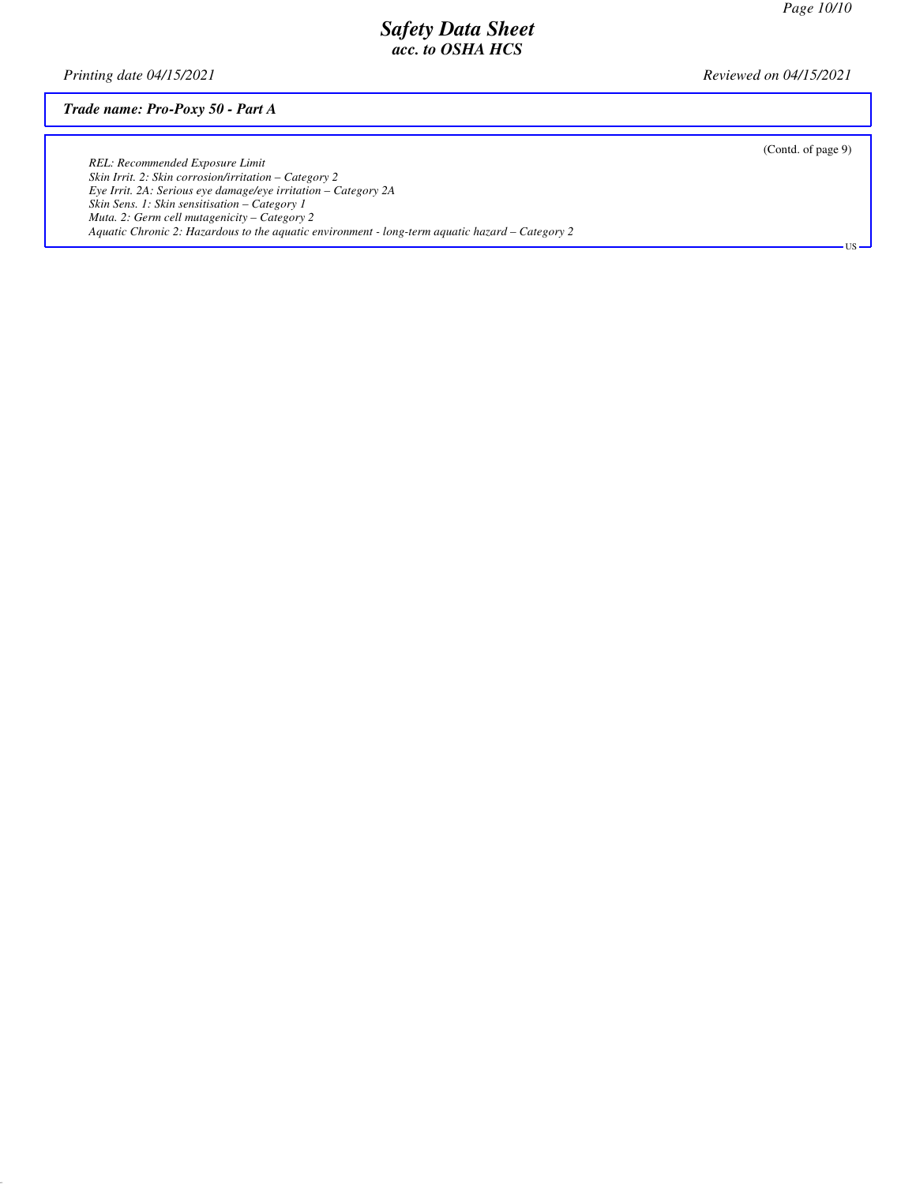*Trade name: Pro-Poxy 50 - Part A*

(Contd. of page 9)

*REL: Recommended Exposure Limit*
*Skin Irrit. 2: Skin corrosion/irritation – Category 2*
*Eye Irrit. 2A: Serious eye damage/eye irritation – Category 2A*
*Skin Sens. 1: Skin sensitisation – Category 1*
*Muta. 2: Germ cell mutagenicity – Category 2*
*Aquatic Chronic 2: Hazardous to the aquatic environment - long-term aquatic hazard – Category 2*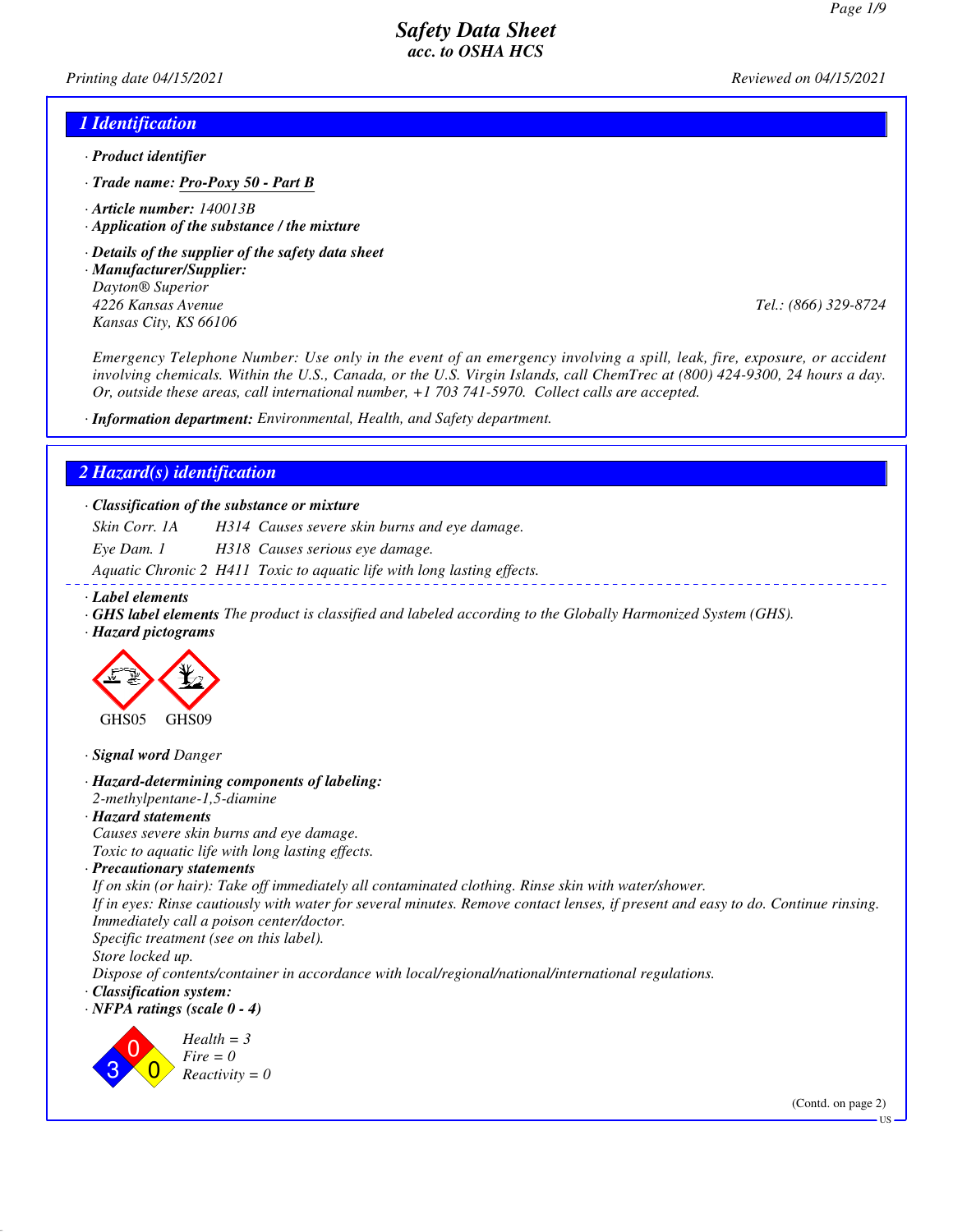# Safety Data Sheet
## acc. to OSHA HCS

*Printing date 04/15/2021* *Reviewed on 04/15/2021*

## 1 Identification

· **Product identifier**

· **Trade name:** Pro-Poxy 50 - Part B

· **Article number:** 140013B

· **Application of the substance / the mixture**

· **Details of the supplier of the safety data sheet**

· **Manufacturer/Supplier:**

Dayton® Superior
4226 Kansas Avenue
Kansas City, KS 66106

Tel.: (866) 329-8724

Emergency Telephone Number: Use only in the event of an emergency involving a spill, leak, fire, exposure, or accident involving chemicals. Within the U.S., Canada, or the U.S. Virgin Islands, call ChemTrec at (800) 424-9300, 24 hours a day. Or, outside these areas, call international number, +1 703 741-5970. Collect calls are accepted.

· **Information department:** Environmental, Health, and Safety department.

## 2 Hazard(s) identification

· **Classification of the substance or mixture**

| | | |
|---|---|---|
| Skin Corr. 1A | H314 | Causes severe skin burns and eye damage. |
| Eye Dam. 1 | H318 | Causes serious eye damage. |
| Aquatic Chronic 2 | H411 | Toxic to aquatic life with long lasting effects. |

· **Label elements**

· **GHS label elements** The product is classified and labeled according to the Globally Harmonized System (GHS).

· **Hazard pictograms**

GHS05 GHS09

· **Signal word** Danger

· **Hazard-determining components of labeling:**

2-methylpentane-1,5-diamine

· **Hazard statements**

Causes severe skin burns and eye damage.
Toxic to aquatic life with long lasting effects.

· **Precautionary statements**

If on skin (or hair): Take off immediately all contaminated clothing. Rinse skin with water/shower.
If in eyes: Rinse cautiously with water for several minutes. Remove contact lenses, if present and easy to do. Continue rinsing.
Immediately call a poison center/doctor.
Specific treatment (see on this label).
Store locked up.
Dispose of contents/container in accordance with local/regional/national/international regulations.

· **Classification system:**

· **NFPA ratings (scale 0 - 4)**

Health = 3
Fire = 0
Reactivity = 0

(Contd. on page 2)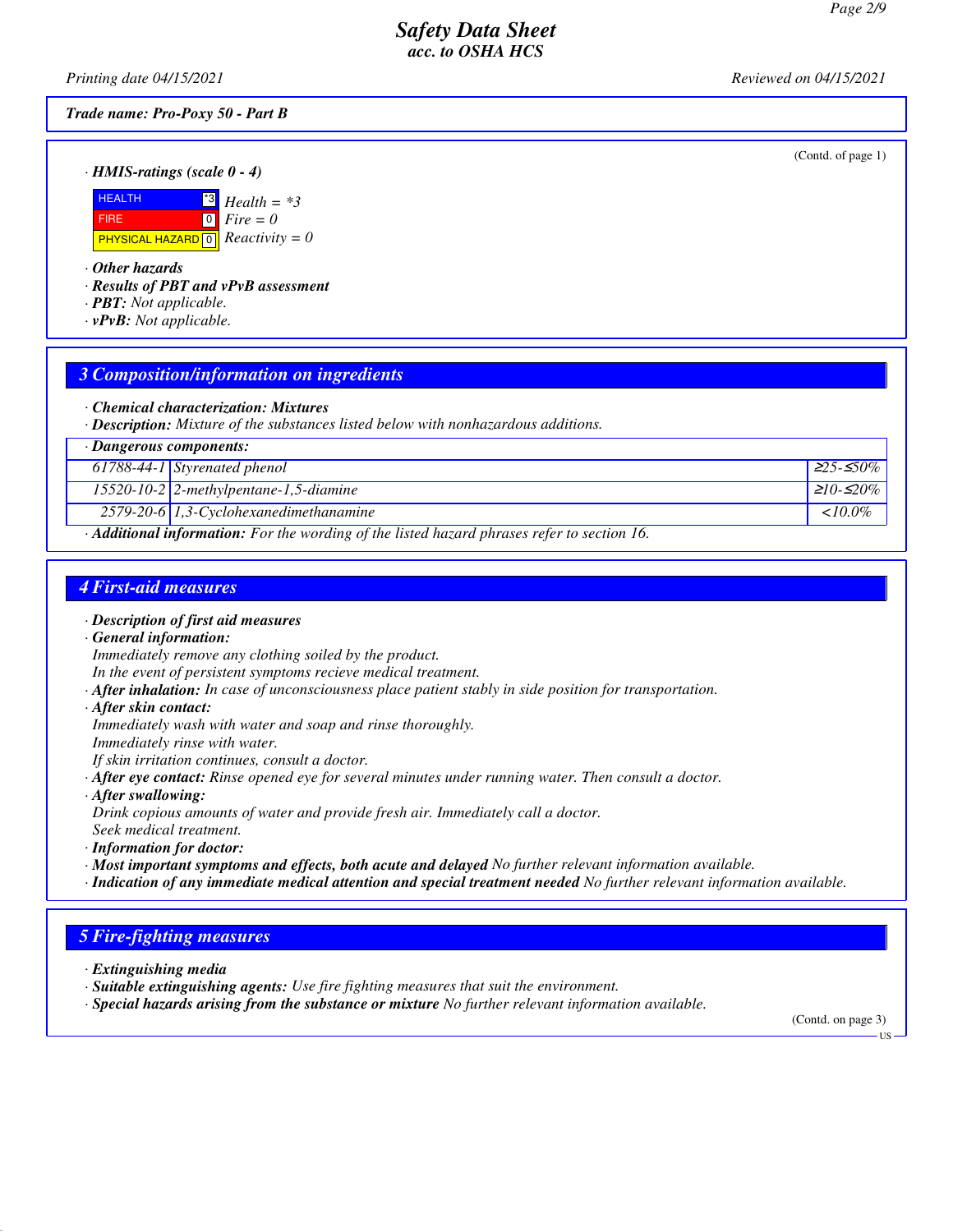*(Contd. of page 1)*

· **HMIS-ratings (scale 0 - 4)**

| | | |
|---|---|---|
| HEALTH | *3 | Health = *3 |
| FIRE | 0 | Fire = 0 |
| PHYSICAL HAZARD | 0 | Reactivity = 0 |

· **Other hazards**
· **Results of PBT and vPvB assessment**
· **PBT:** Not applicable.
· **vPvB:** Not applicable.

## 3 Composition/information on ingredients

· **Chemical characterization: Mixtures**
· **Description:** Mixture of the substances listed below with nonhazardous additions.

| · Dangerous components: | | |
|---|---|---|
| 61788-44-1 | Styrenated phenol | ≥25-≤50% |
| 15520-10-2 | 2-methylpentane-1,5-diamine | ≥10-≤20% |
| 2579-20-6 | 1,3-Cyclohexanedimethanamine | <10.0% |

· **Additional information:** For the wording of the listed hazard phrases refer to section 16.

## 4 First-aid measures

· **Description of first aid measures**
· **General information:**
Immediately remove any clothing soiled by the product.
In the event of persistent symptoms recieve medical treatment.
· **After inhalation:** In case of unconsciousness place patient stably in side position for transportation.
· **After skin contact:**
Immediately wash with water and soap and rinse thoroughly.
Immediately rinse with water.
If skin irritation continues, consult a doctor.
· **After eye contact:** Rinse opened eye for several minutes under running water. Then consult a doctor.
· **After swallowing:**
Drink copious amounts of water and provide fresh air. Immediately call a doctor.
Seek medical treatment.
· **Information for doctor:**
· **Most important symptoms and effects, both acute and delayed** No further relevant information available.
· **Indication of any immediate medical attention and special treatment needed** No further relevant information available.

## 5 Fire-fighting measures

· **Extinguishing media**
· **Suitable extinguishing agents:** Use fire fighting measures that suit the environment.
· **Special hazards arising from the substance or mixture** No further relevant information available.

*(Contd. on page 3)*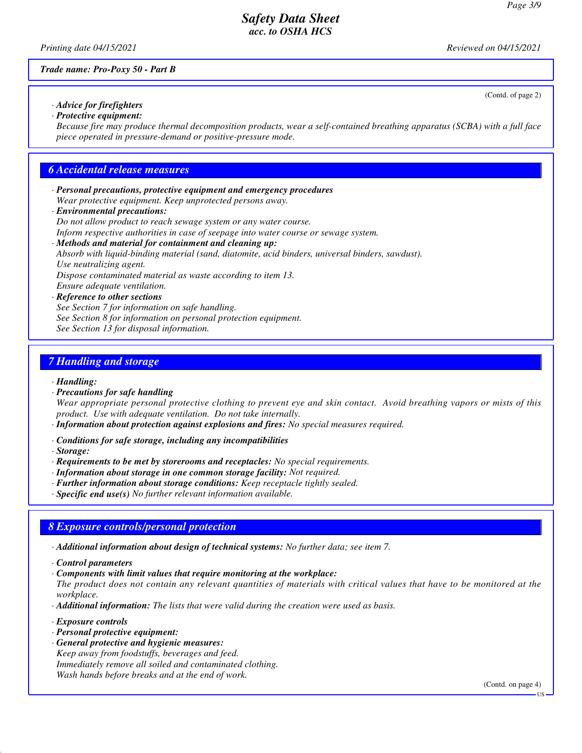(Contd. of page 2)

· **Advice for firefighters**
· **Protective equipment:**
Because fire may produce thermal decomposition products, wear a self-contained breathing apparatus (SCBA) with a full face piece operated in pressure-demand or positive-pressure mode.

## 6 Accidental release measures

· **Personal precautions, protective equipment and emergency procedures**
Wear protective equipment. Keep unprotected persons away.
· **Environmental precautions:**
Do not allow product to reach sewage system or any water course.
Inform respective authorities in case of seepage into water course or sewage system.
· **Methods and material for containment and cleaning up:**
Absorb with liquid-binding material (sand, diatomite, acid binders, universal binders, sawdust).
Use neutralizing agent.
Dispose contaminated material as waste according to item 13.
Ensure adequate ventilation.
· **Reference to other sections**
See Section 7 for information on safe handling.
See Section 8 for information on personal protection equipment.
See Section 13 for disposal information.

## 7 Handling and storage

· **Handling:**
· **Precautions for safe handling**
Wear appropriate personal protective clothing to prevent eye and skin contact. Avoid breathing vapors or mists of this product. Use with adequate ventilation. Do not take internally.
· **Information about protection against explosions and fires:** No special measures required.

· **Conditions for safe storage, including any incompatibilities**
· **Storage:**
· **Requirements to be met by storerooms and receptacles:** No special requirements.
· **Information about storage in one common storage facility:** Not required.
· **Further information about storage conditions:** Keep receptacle tightly sealed.
· **Specific end use(s)** No further relevant information available.

## 8 Exposure controls/personal protection

· **Additional information about design of technical systems:** No further data; see item 7.

· **Control parameters**
· **Components with limit values that require monitoring at the workplace:**
The product does not contain any relevant quantities of materials with critical values that have to be monitored at the workplace.
· **Additional information:** The lists that were valid during the creation were used as basis.

· **Exposure controls**
· **Personal protective equipment:**
· **General protective and hygienic measures:**
Keep away from foodstuffs, beverages and feed.
Immediately remove all soiled and contaminated clothing.
Wash hands before breaks and at the end of work.

(Contd. on page 4)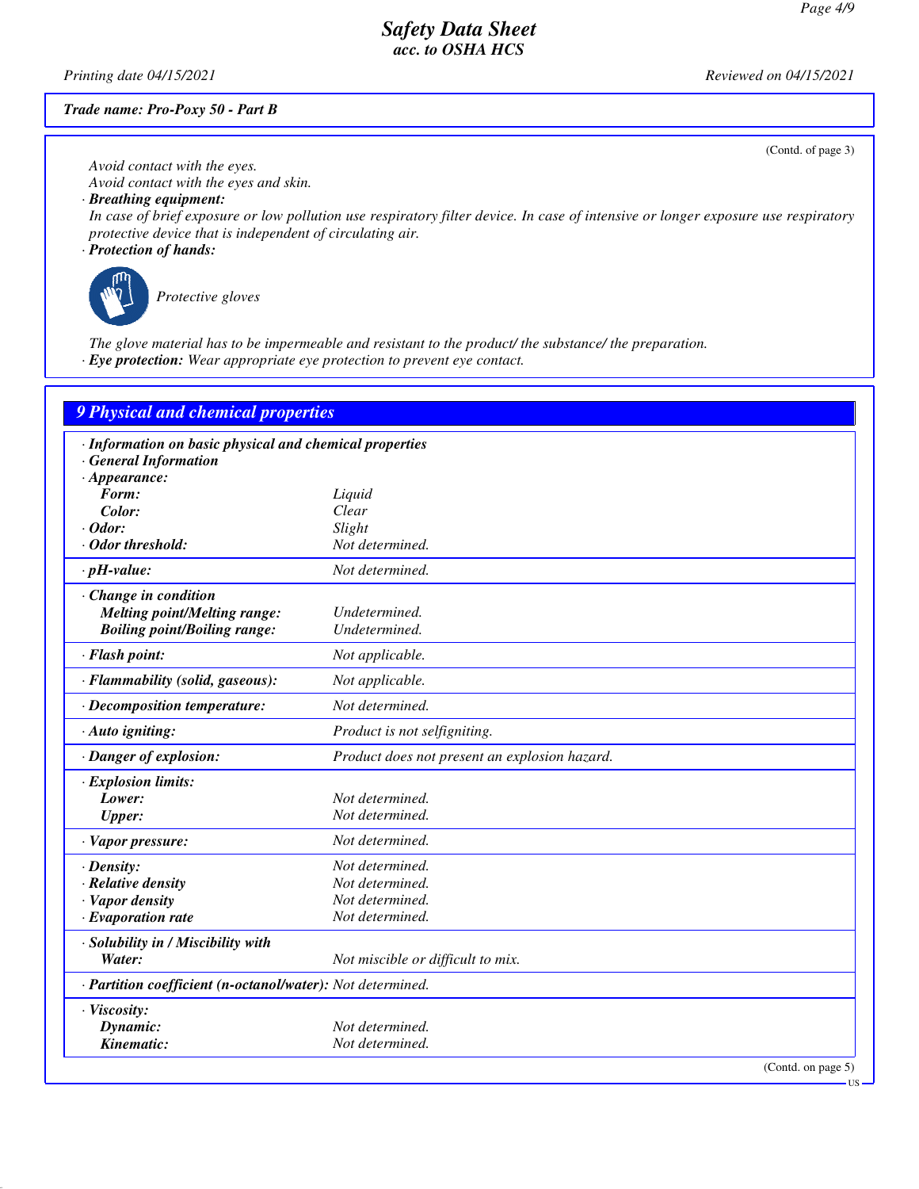*Trade name: Pro-Poxy 50 - Part B*

(Contd. of page 3)

*Avoid contact with the eyes.*
*Avoid contact with the eyes and skin.*

· **Breathing equipment:**
*In case of brief exposure or low pollution use respiratory filter device. In case of intensive or longer exposure use respiratory protective device that is independent of circulating air.*

· **Protection of hands:**

*Protective gloves*

*The glove material has to be impermeable and resistant to the product/ the substance/ the preparation.*

· **Eye protection:** *Wear appropriate eye protection to prevent eye contact.*

## 9 Physical and chemical properties

| | |
|---|---|
| · **Information on basic physical and chemical properties** | |
| · **General Information** | |
| · **Appearance:** | |
| **Form:** | Liquid |
| **Color:** | Clear |
| · **Odor:** | Slight |
| · **Odor threshold:** | Not determined. |
| · **pH-value:** | Not determined. |
| · **Change in condition** | |
| **Melting point/Melting range:** | Undetermined. |
| **Boiling point/Boiling range:** | Undetermined. |
| · **Flash point:** | Not applicable. |
| · **Flammability (solid, gaseous):** | Not applicable. |
| · **Decomposition temperature:** | Not determined. |
| · **Auto igniting:** | Product is not selfigniting. |
| · **Danger of explosion:** | Product does not present an explosion hazard. |
| · **Explosion limits:** | |
| **Lower:** | Not determined. |
| **Upper:** | Not determined. |
| · **Vapor pressure:** | Not determined. |
| · **Density:** | Not determined. |
| · **Relative density** | Not determined. |
| · **Vapor density** | Not determined. |
| · **Evaporation rate** | Not determined. |
| · **Solubility in / Miscibility with** | |
| **Water:** | Not miscible or difficult to mix. |
| · **Partition coefficient (n-octanol/water):** | Not determined. |
| · **Viscosity:** | |
| **Dynamic:** | Not determined. |
| **Kinematic:** | Not determined. |

(Contd. on page 5)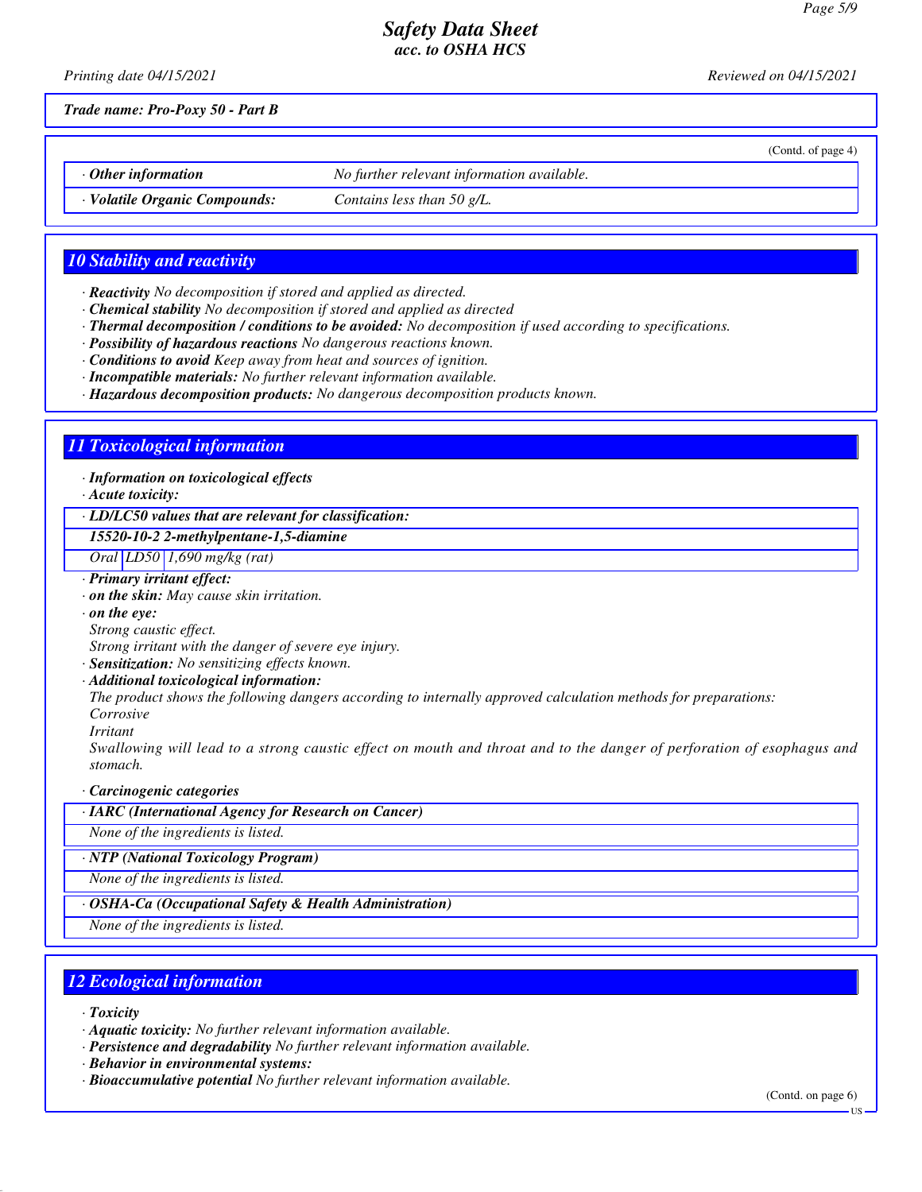*Trade name: Pro-Poxy 50 - Part B*

(Contd. of page 4)

| · **Other information** | No further relevant information available. |
| --- | --- |
| · **Volatile Organic Compounds:** | Contains less than 50 g/L. |

## 10 Stability and reactivity

· **Reactivity** No decomposition if stored and applied as directed.
· **Chemical stability** No decomposition if stored and applied as directed
· **Thermal decomposition / conditions to be avoided:** No decomposition if used according to specifications.
· **Possibility of hazardous reactions** No dangerous reactions known.
· **Conditions to avoid** Keep away from heat and sources of ignition.
· **Incompatible materials:** No further relevant information available.
· **Hazardous decomposition products:** No dangerous decomposition products known.

## 11 Toxicological information

· **Information on toxicological effects**
· **Acute toxicity:**

| · **LD/LC50 values that are relevant for classification:** | | |
| --- | --- | --- |
| **15520-10-2 2-methylpentane-1,5-diamine** | | |
| Oral | LD50 | 1,690 mg/kg (rat) |

· **Primary irritant effect:**
· **on the skin:** May cause skin irritation.
· **on the eye:**
Strong caustic effect.
Strong irritant with the danger of severe eye injury.
· **Sensitization:** No sensitizing effects known.
· **Additional toxicological information:**
The product shows the following dangers according to internally approved calculation methods for preparations:
Corrosive
Irritant
Swallowing will lead to a strong caustic effect on mouth and throat and to the danger of perforation of esophagus and stomach.

· **Carcinogenic categories**

| · **IARC (International Agency for Research on Cancer)** |
| --- |
| None of the ingredients is listed. |

| · **NTP (National Toxicology Program)** |
| --- |
| None of the ingredients is listed. |

| · **OSHA-Ca (Occupational Safety & Health Administration)** |
| --- |
| None of the ingredients is listed. |

## 12 Ecological information

· **Toxicity**
· **Aquatic toxicity:** No further relevant information available.
· **Persistence and degradability** No further relevant information available.
· **Behavior in environmental systems:**
· **Bioaccumulative potential** No further relevant information available.

(Contd. on page 6)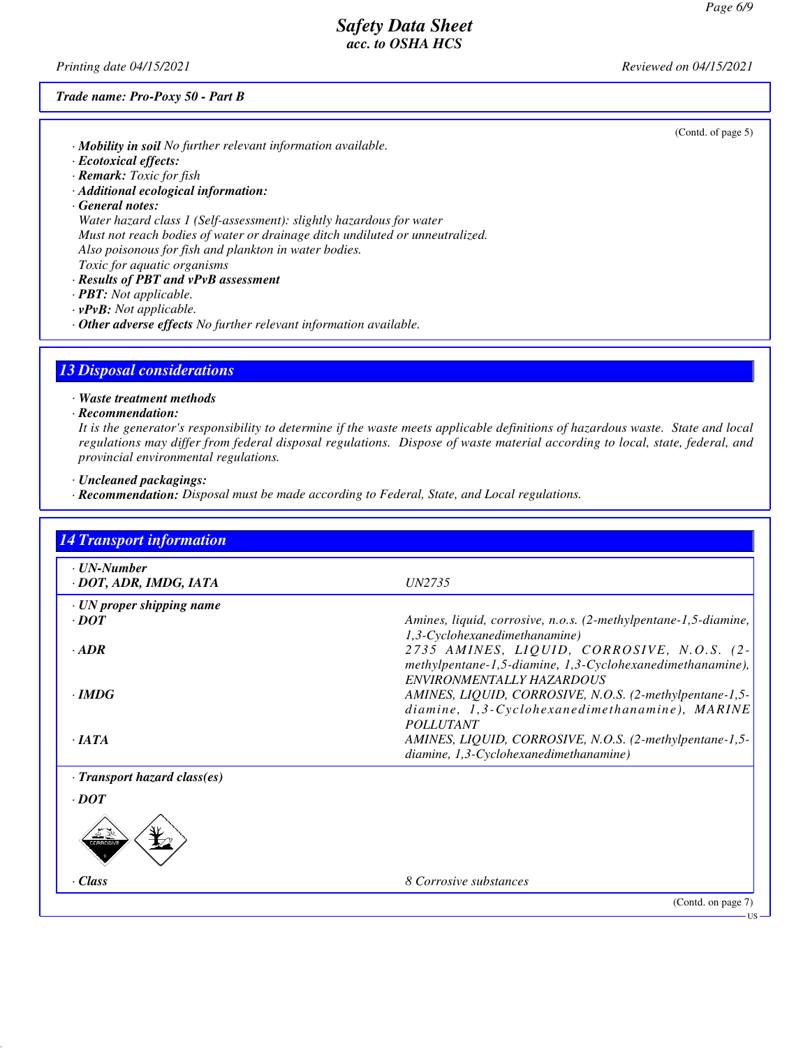*Trade name: Pro-Poxy 50 - Part B*

(Contd. of page 5)

· **Mobility in soil** No further relevant information available.
· **Ecotoxical effects:**
· **Remark:** Toxic for fish
· **Additional ecological information:**
· **General notes:**
Water hazard class 1 (Self-assessment): slightly hazardous for water
Must not reach bodies of water or drainage ditch undiluted or unneutralized.
Also poisonous for fish and plankton in water bodies.
Toxic for aquatic organisms
· **Results of PBT and vPvB assessment**
· **PBT:** Not applicable.
· **vPvB:** Not applicable.
· **Other adverse effects** No further relevant information available.

## 13 Disposal considerations

· **Waste treatment methods**
· **Recommendation:**
It is the generator's responsibility to determine if the waste meets applicable definitions of hazardous waste. State and local regulations may differ from federal disposal regulations. Dispose of waste material according to local, state, federal, and provincial environmental regulations.

· **Uncleaned packagings:**
· **Recommendation:** Disposal must be made according to Federal, State, and Local regulations.

## 14 Transport information

| | |
|---|---|
| · **UN-Number** | |
| · **DOT, ADR, IMDG, IATA** | UN2735 |
| · **UN proper shipping name** | |
| · **DOT** | Amines, liquid, corrosive, n.o.s. (2-methylpentane-1,5-diamine, 1,3-Cyclohexanedimethanamine) |
| · **ADR** | 2735 AMINES, LIQUID, CORROSIVE, N.O.S. (2-methylpentane-1,5-diamine, 1,3-Cyclohexanedimethanamine), ENVIRONMENTALLY HAZARDOUS |
| · **IMDG** | AMINES, LIQUID, CORROSIVE, N.O.S. (2-methylpentane-1,5-diamine, 1,3-Cyclohexanedimethanamine), MARINE POLLUTANT |
| · **IATA** | AMINES, LIQUID, CORROSIVE, N.O.S. (2-methylpentane-1,5-diamine, 1,3-Cyclohexanedimethanamine) |
| · **Transport hazard class(es)** | |
| · **DOT** | |
| · **Class** | 8 Corrosive substances |

(Contd. on page 7)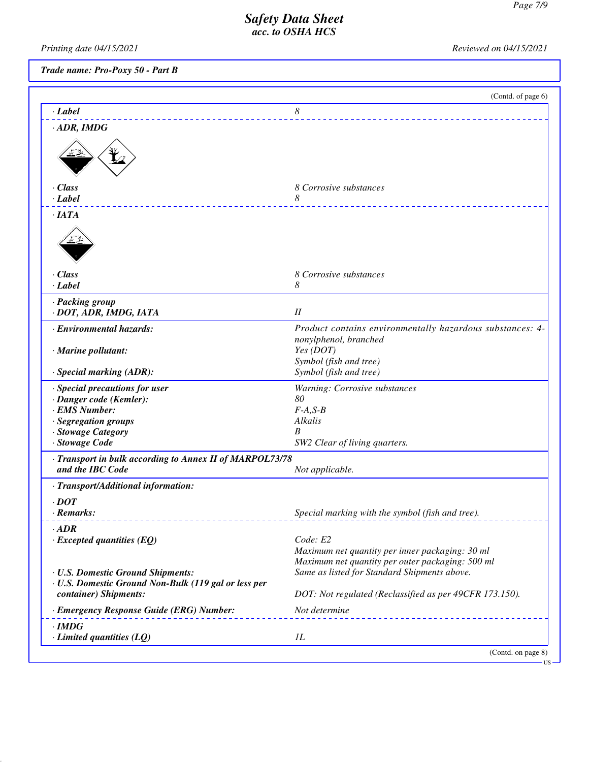*(Contd. of page 6)*

| | |
|---|---|
| · **Label** | 8 |
| · **ADR, IMDG** | |
| · **Class** | 8 Corrosive substances |
| · **Label** | 8 |
| · **IATA** | |
| · **Class** | 8 Corrosive substances |
| · **Label** | 8 |
| · **Packing group** | |
| · **DOT, ADR, IMDG, IATA** | II |
| · **Environmental hazards:** | Product contains environmentally hazardous substances: 4-nonylphenol, branched |
| · **Marine pollutant:** | Yes (DOT)<br>Symbol (fish and tree) |
| · **Special marking (ADR):** | Symbol (fish and tree) |
| · **Special precautions for user** | Warning: Corrosive substances |
| · **Danger code (Kemler):** | 80 |
| · **EMS Number:** | F-A,S-B |
| · **Segregation groups** | Alkalis |
| · **Stowage Category** | B |
| · **Stowage Code** | SW2 Clear of living quarters. |
| · **Transport in bulk according to Annex II of MARPOL73/78 and the IBC Code** | Not applicable. |
| · **Transport/Additional information:** | |
| · **DOT** | |
| · **Remarks:** | Special marking with the symbol (fish and tree). |
| · **ADR** | |
| · **Excepted quantities (EQ)** | Code: E2<br>Maximum net quantity per inner packaging: 30 ml<br>Maximum net quantity per outer packaging: 500 ml |
| · **U.S. Domestic Ground Shipments:** | Same as listed for Standard Shipments above. |
| · **U.S. Domestic Ground Non-Bulk (119 gal or less per container) Shipments:** | DOT: Not regulated (Reclassified as per 49CFR 173.150). |
| · **Emergency Response Guide (ERG) Number:** | Not determine |
| · **IMDG** | |
| · **Limited quantities (LQ)** | 1L |

*(Contd. on page 8)*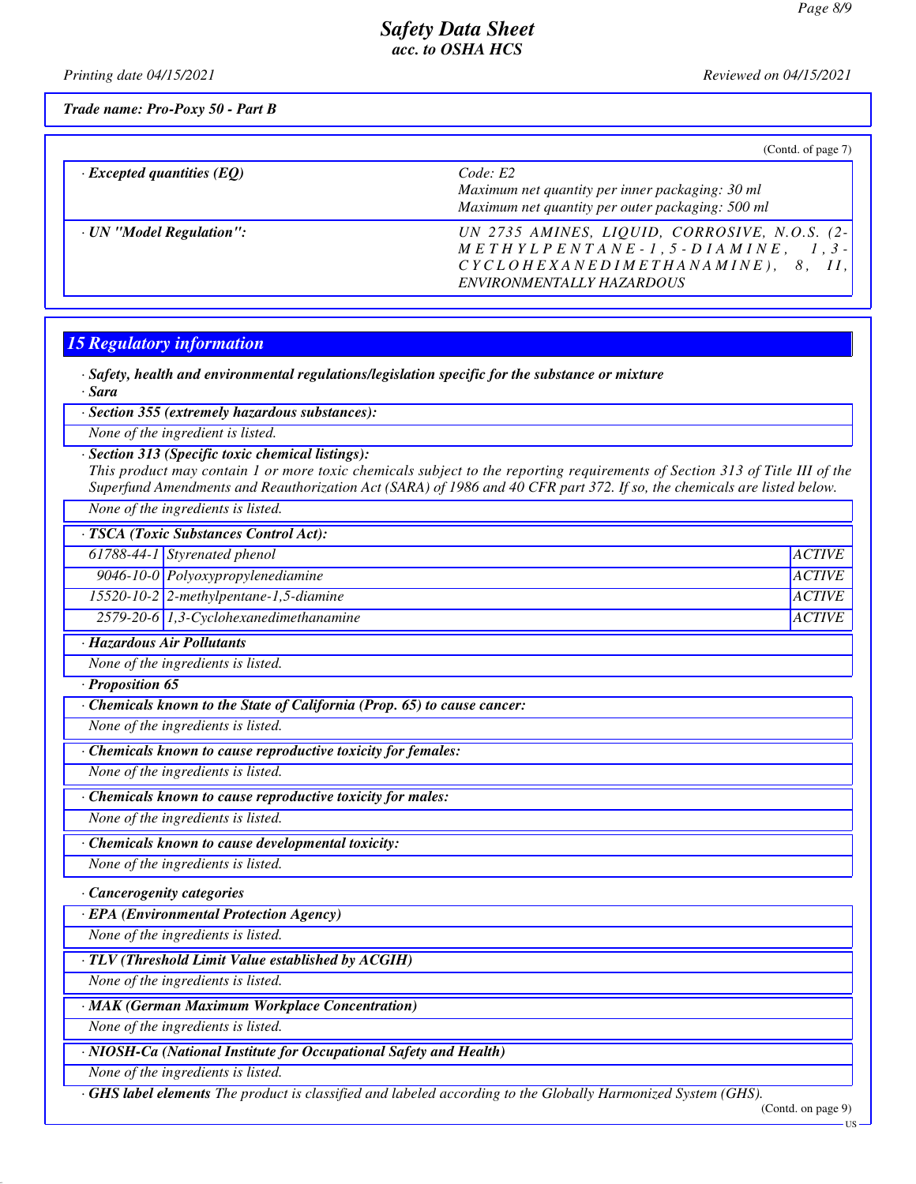*Safety Data Sheet*
*acc. to OSHA HCS*

Printing date 04/15/2021 Reviewed on 04/15/2021

**Trade name: Pro-Poxy 50 - Part B**

(Contd. of page 7)

| | |
|---|---|
| · **Excepted quantities (EQ)** | Code: E2<br>Maximum net quantity per inner packaging: 30 ml<br>Maximum net quantity per outer packaging: 500 ml |
| · **UN "Model Regulation":** | UN 2735 AMINES, LIQUID, CORROSIVE, N.O.S. (2-METHYLPENTANE-1,5-DIAMINE, 1,3-CYCLOHEXANEDIMETHANAMINE), 8, II, ENVIRONMENTALLY HAZARDOUS |

## 15 Regulatory information

· **Safety, health and environmental regulations/legislation specific for the substance or mixture**

· **Sara**

· **Section 355 (extremely hazardous substances):**

None of the ingredient is listed.

· **Section 313 (Specific toxic chemical listings):**

This product may contain 1 or more toxic chemicals subject to the reporting requirements of Section 313 of Title III of the Superfund Amendments and Reauthorization Act (SARA) of 1986 and 40 CFR part 372. If so, the chemicals are listed below.

None of the ingredients is listed.

· **TSCA (Toxic Substances Control Act):**

| | | |
|---|---|---|
| 61788-44-1 | Styrenated phenol | ACTIVE |
| 9046-10-0 | Polyoxypropylenediamine | ACTIVE |
| 15520-10-2 | 2-methylpentane-1,5-diamine | ACTIVE |
| 2579-20-6 | 1,3-Cyclohexanedimethanamine | ACTIVE |

· **Hazardous Air Pollutants**

None of the ingredients is listed.

· **Proposition 65**

· **Chemicals known to the State of California (Prop. 65) to cause cancer:**

None of the ingredients is listed.

· **Chemicals known to cause reproductive toxicity for females:**

None of the ingredients is listed.

· **Chemicals known to cause reproductive toxicity for males:**

None of the ingredients is listed.

· **Chemicals known to cause developmental toxicity:**

None of the ingredients is listed.

· **Cancerogenity categories**

· **EPA (Environmental Protection Agency)**

None of the ingredients is listed.

· **TLV (Threshold Limit Value established by ACGIH)**

None of the ingredients is listed.

· **MAK (German Maximum Workplace Concentration)**

None of the ingredients is listed.

· **NIOSH-Ca (National Institute for Occupational Safety and Health)**

None of the ingredients is listed.

· **GHS label elements** The product is classified and labeled according to the Globally Harmonized System (GHS).

(Contd. on page 9)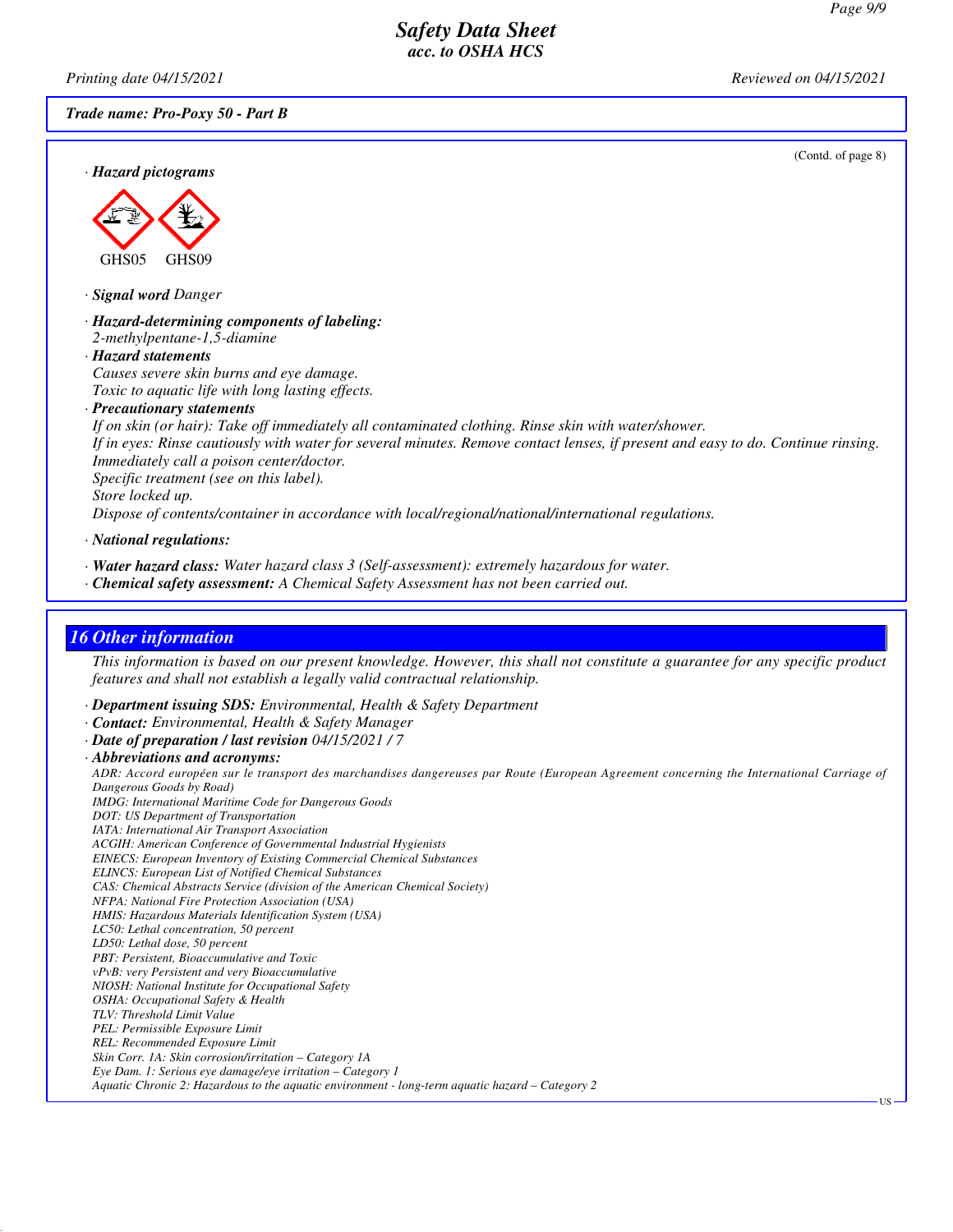Trade name: Pro-Poxy 50 - Part B

(Contd. of page 8)

· **Hazard pictograms**

GHS05 GHS09

· **Signal word** Danger

· **Hazard-determining components of labeling:**
2-methylpentane-1,5-diamine

· **Hazard statements**
Causes severe skin burns and eye damage.
Toxic to aquatic life with long lasting effects.

· **Precautionary statements**
If on skin (or hair): Take off immediately all contaminated clothing. Rinse skin with water/shower.
If in eyes: Rinse cautiously with water for several minutes. Remove contact lenses, if present and easy to do. Continue rinsing.
Immediately call a poison center/doctor.
Specific treatment (see on this label).
Store locked up.
Dispose of contents/container in accordance with local/regional/national/international regulations.

· **National regulations:**

· **Water hazard class:** Water hazard class 3 (Self-assessment): extremely hazardous for water.
· **Chemical safety assessment:** A Chemical Safety Assessment has not been carried out.

## 16 Other information

This information is based on our present knowledge. However, this shall not constitute a guarantee for any specific product features and shall not establish a legally valid contractual relationship.

· **Department issuing SDS:** Environmental, Health & Safety Department
· **Contact:** Environmental, Health & Safety Manager
· **Date of preparation / last revision** 04/15/2021 / 7
· **Abbreviations and acronyms:**

ADR: Accord européen sur le transport des marchandises dangereuses par Route (European Agreement concerning the International Carriage of Dangerous Goods by Road)
IMDG: International Maritime Code for Dangerous Goods
DOT: US Department of Transportation
IATA: International Air Transport Association
ACGIH: American Conference of Governmental Industrial Hygienists
EINECS: European Inventory of Existing Commercial Chemical Substances
ELINCS: European List of Notified Chemical Substances
CAS: Chemical Abstracts Service (division of the American Chemical Society)
NFPA: National Fire Protection Association (USA)
HMIS: Hazardous Materials Identification System (USA)
LC50: Lethal concentration, 50 percent
LD50: Lethal dose, 50 percent
PBT: Persistent, Bioaccumulative and Toxic
vPvB: very Persistent and very Bioaccumulative
NIOSH: National Institute for Occupational Safety
OSHA: Occupational Safety & Health
TLV: Threshold Limit Value
PEL: Permissible Exposure Limit
REL: Recommended Exposure Limit
Skin Corr. 1A: Skin corrosion/irritation – Category 1A
Eye Dam. 1: Serious eye damage/eye irritation – Category 1
Aquatic Chronic 2: Hazardous to the aquatic environment - long-term aquatic hazard – Category 2